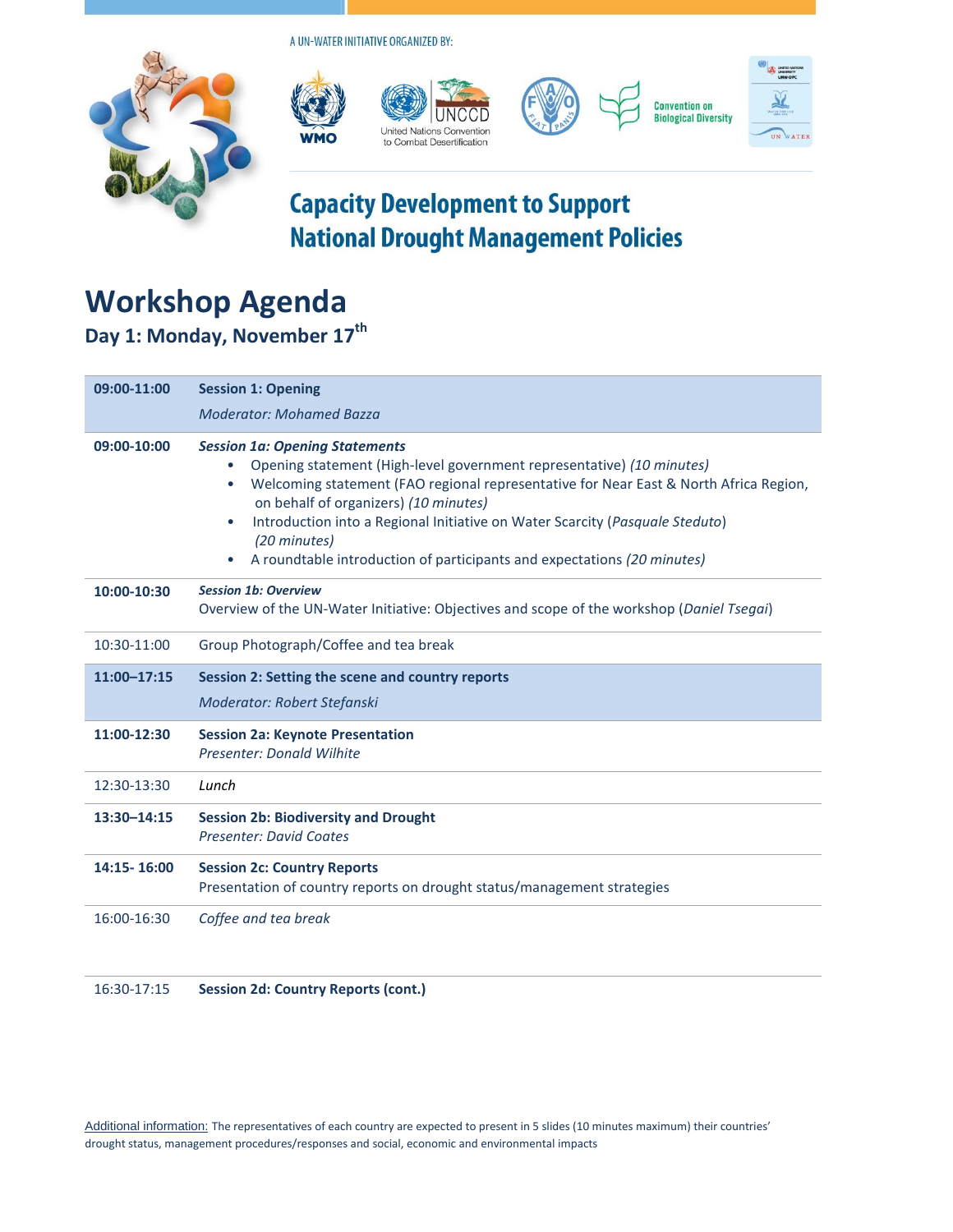A UN-WATER INITIATIVE ORGANIZED BY:

WMO · United Nations Convention to Combat Desertification (UNCCD) · FAO · Convention on Biological Diversity · UN-Water

# Capacity Development to Support National Drought Management Policies

## Workshop Agenda

### Day 1: Monday, November 17th

| Time | Session |
| --- | --- |
| **09:00-11:00** | **Session 1: Opening**<br>*Moderator: Mohamed Bazza* |
| **09:00-10:00** | ***Session 1a: Opening Statements***<br>• Opening statement (High-level government representative) *(10 minutes)*<br>• Welcoming statement (FAO regional representative for Near East & North Africa Region, on behalf of organizers) *(10 minutes)*<br>• Introduction into a Regional Initiative on Water Scarcity (*Pasquale Steduto*) *(20 minutes)*<br>• A roundtable introduction of participants and expectations *(20 minutes)* |
| **10:00-10:30** | ***Session 1b: Overview***<br>Overview of the UN-Water Initiative: Objectives and scope of the workshop (*Daniel Tsegai*) |
| 10:30-11:00 | Group Photograph/Coffee and tea break |
| **11:00–17:15** | **Session 2: Setting the scene and country reports**<br>*Moderator: Robert Stefanski* |
| **11:00-12:30** | **Session 2a: Keynote Presentation**<br>*Presenter: Donald Wilhite* |
| 12:30-13:30 | *Lunch* |
| **13:30–14:15** | **Session 2b: Biodiversity and Drought**<br>*Presenter: David Coates* |
| **14:15- 16:00** | **Session 2c: Country Reports**<br>Presentation of country reports on drought status/management strategies |
| 16:00-16:30 | *Coffee and tea break* |
| 16:30-17:15 | **Session 2d: Country Reports (cont.)** |

Additional information: The representatives of each country are expected to present in 5 slides (10 minutes maximum) their countries' drought status, management procedures/responses and social, economic and environmental impacts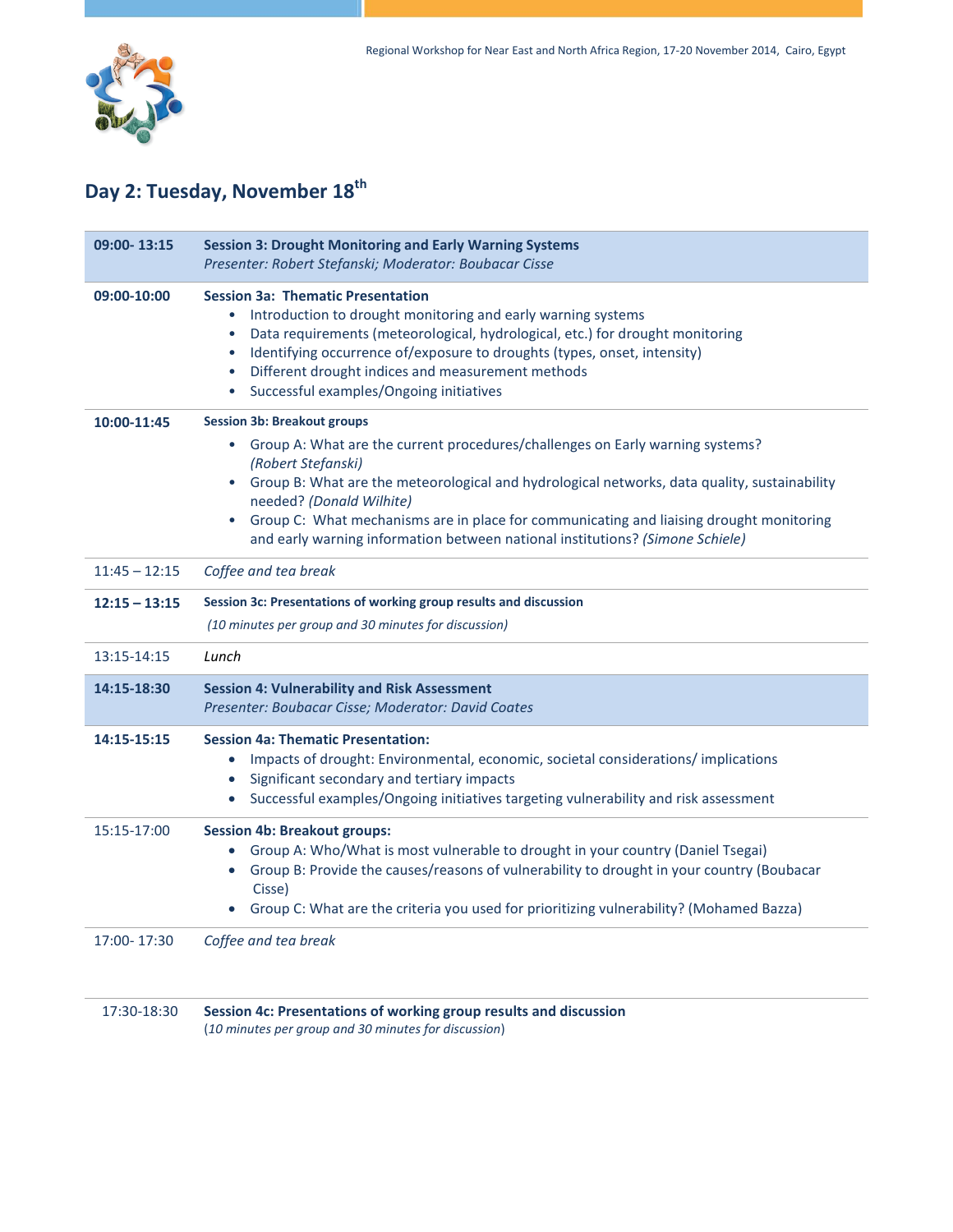## Day 2: Tuesday, November 18th

| | |
|---|---|
| **09:00- 13:15** | **Session 3: Drought Monitoring and Early Warning Systems**<br>*Presenter: Robert Stefanski; Moderator: Boubacar Cisse* |
| **09:00-10:00** | **Session 3a: Thematic Presentation**<br>• Introduction to drought monitoring and early warning systems<br>• Data requirements (meteorological, hydrological, etc.) for drought monitoring<br>• Identifying occurrence of/exposure to droughts (types, onset, intensity)<br>• Different drought indices and measurement methods<br>• Successful examples/Ongoing initiatives |
| **10:00-11:45** | **Session 3b: Breakout groups**<br>• Group A: What are the current procedures/challenges on Early warning systems? *(Robert Stefanski)*<br>• Group B: What are the meteorological and hydrological networks, data quality, sustainability needed? *(Donald Wilhite)*<br>• Group C: What mechanisms are in place for communicating and liaising drought monitoring and early warning information between national institutions? *(Simone Schiele)* |
| 11:45 – 12:15 | *Coffee and tea break* |
| **12:15 – 13:15** | **Session 3c: Presentations of working group results and discussion**<br>*(10 minutes per group and 30 minutes for discussion)* |
| 13:15-14:15 | *Lunch* |
| **14:15-18:30** | **Session 4: Vulnerability and Risk Assessment**<br>*Presenter: Boubacar Cisse; Moderator: David Coates* |
| **14:15-15:15** | **Session 4a: Thematic Presentation:**<br>• Impacts of drought: Environmental, economic, societal considerations/ implications<br>• Significant secondary and tertiary impacts<br>• Successful examples/Ongoing initiatives targeting vulnerability and risk assessment |
| 15:15-17:00 | **Session 4b: Breakout groups:**<br>• Group A: Who/What is most vulnerable to drought in your country (Daniel Tsegai)<br>• Group B: Provide the causes/reasons of vulnerability to drought in your country (Boubacar Cisse)<br>• Group C: What are the criteria you used for prioritizing vulnerability? (Mohamed Bazza) |
| 17:00- 17:30 | *Coffee and tea break* |
| 17:30-18:30 | **Session 4c: Presentations of working group results and discussion**<br>(*10 minutes per group and 30 minutes for discussion*) |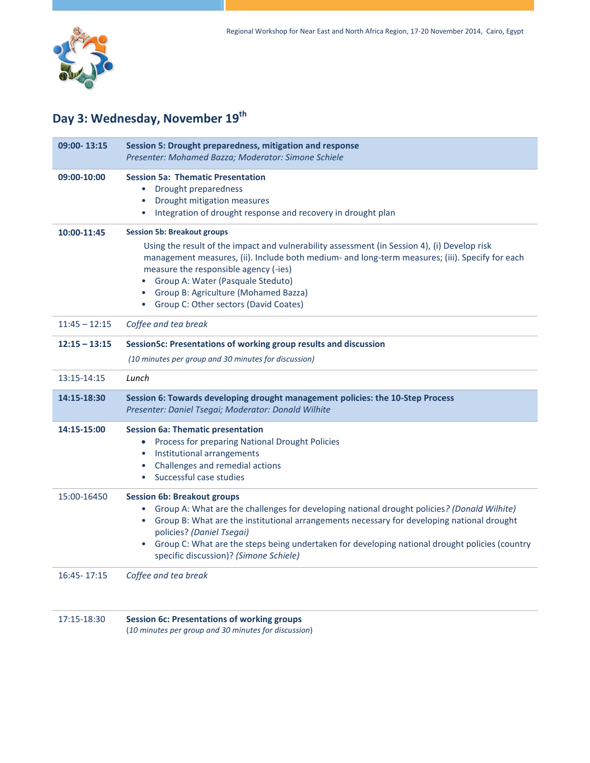## Day 3: Wednesday, November 19th

| Time | Session |
|---|---|
| **09:00- 13:15** | **Session 5: Drought preparedness, mitigation and response**<br>*Presenter: Mohamed Bazza; Moderator: Simone Schiele* |
| **09:00-10:00** | **Session 5a: Thematic Presentation**<br>• Drought preparedness<br>• Drought mitigation measures<br>• Integration of drought response and recovery in drought plan |
| **10:00-11:45** | **Session 5b: Breakout groups**<br>Using the result of the impact and vulnerability assessment (in Session 4), (i) Develop risk management measures, (ii). Include both medium- and long-term measures; (iii). Specify for each measure the responsible agency (-ies)<br>• Group A: Water (Pasquale Steduto)<br>• Group B: Agriculture (Mohamed Bazza)<br>• Group C: Other sectors (David Coates) |
| 11:45 – 12:15 | *Coffee and tea break* |
| **12:15 – 13:15** | **Session5c: Presentations of working group results and discussion**<br>*(10 minutes per group and 30 minutes for discussion)* |
| 13:15-14:15 | *Lunch* |
| **14:15-18:30** | **Session 6: Towards developing drought management policies: the 10-Step Process**<br>*Presenter: Daniel Tsegai; Moderator: Donald Wilhite* |
| **14:15-15:00** | **Session 6a: Thematic presentation**<br>• Process for preparing National Drought Policies<br>• Institutional arrangements<br>• Challenges and remedial actions<br>• Successful case studies |
| 15:00-16450 | **Session 6b: Breakout groups**<br>• Group A: What are the challenges for developing national drought policies*? (Donald Wilhite)*<br>• Group B: What are the institutional arrangements necessary for developing national drought policies? *(Daniel Tsegai)*<br>• Group C: What are the steps being undertaken for developing national drought policies (country specific discussion)? *(Simone Schiele)* |
| 16:45- 17:15 | *Coffee and tea break* |
| 17:15-18:30 | **Session 6c: Presentations of working groups**<br>(*10 minutes per group and 30 minutes for discussion*) |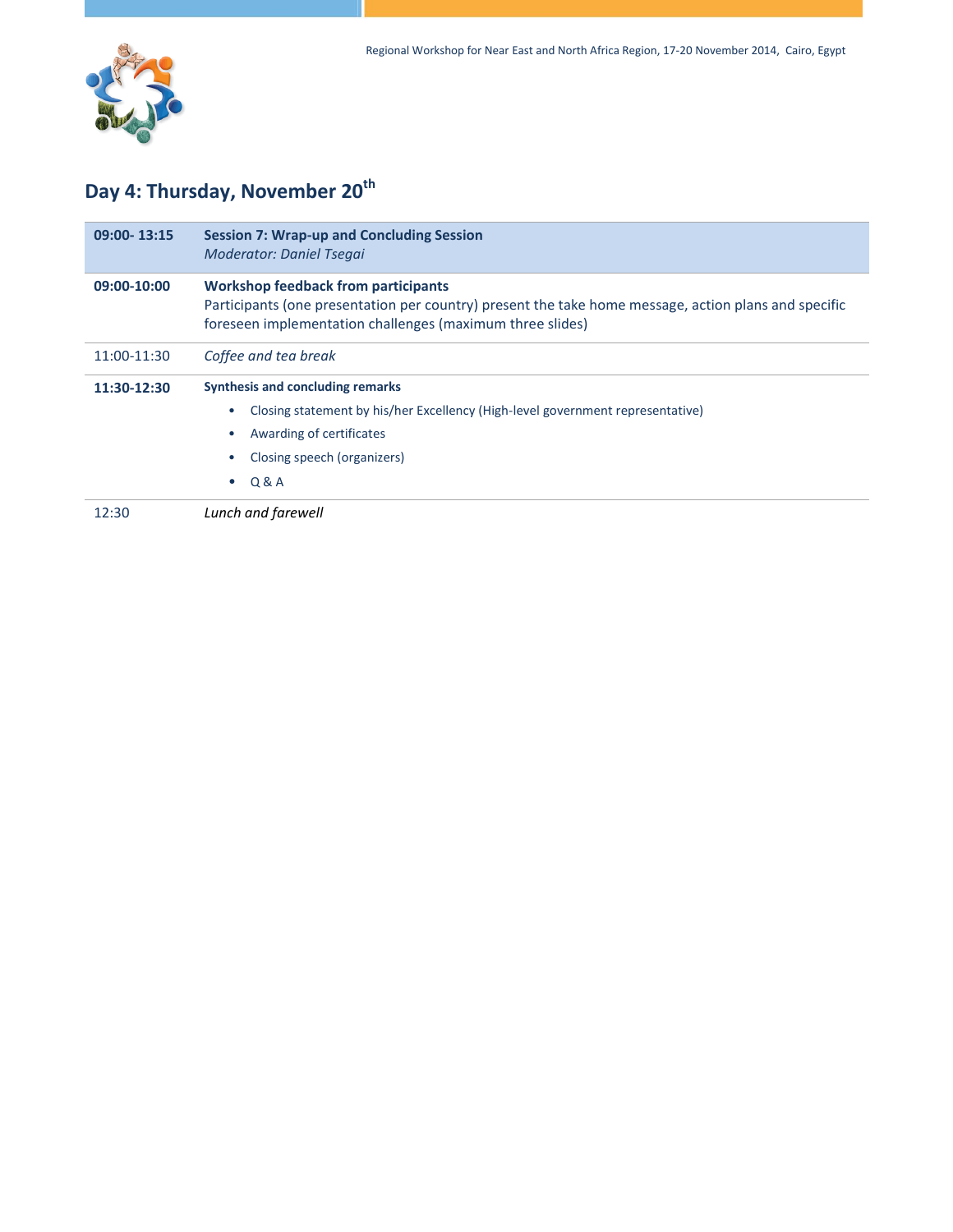## Day 4: Thursday, November 20th

| | |
|---|---|
| **09:00- 13:15** | **Session 7: Wrap-up and Concluding Session**<br>*Moderator: Daniel Tsegai* |
| **09:00-10:00** | **Workshop feedback from participants**<br>Participants (one presentation per country) present the take home message, action plans and specific foreseen implementation challenges (maximum three slides) |
| 11:00-11:30 | *Coffee and tea break* |
| **11:30-12:30** | **Synthesis and concluding remarks**<br>• Closing statement by his/her Excellency (High-level government representative)<br>• Awarding of certificates<br>• Closing speech (organizers)<br>• Q & A |
| 12:30 | *Lunch and farewell* |